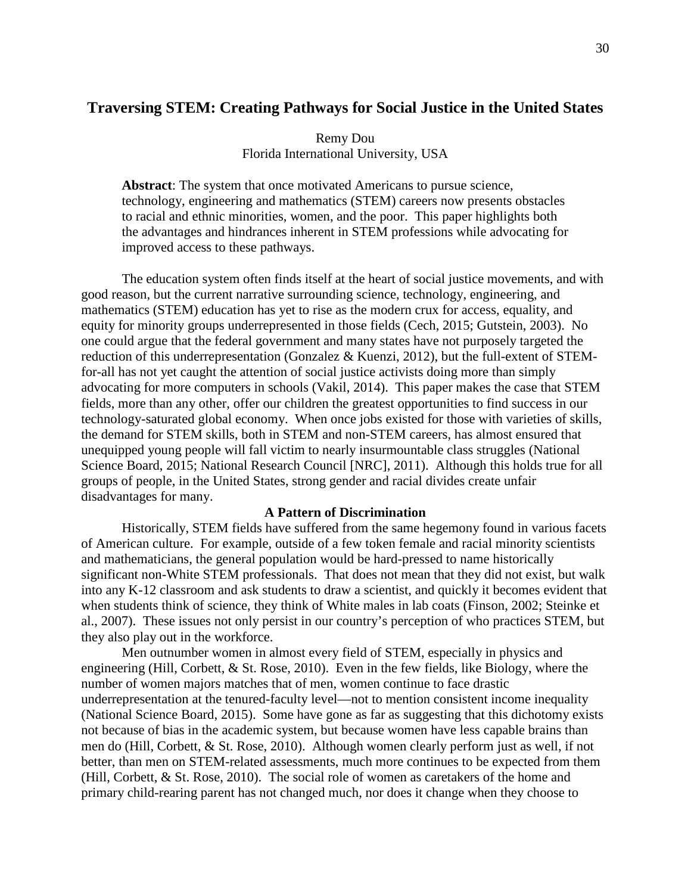# Traversing STEM: Creating Pathways for Social Justice in the United States

Remy Dou
Florida International University, USA

**Abstract**: The system that once motivated Americans to pursue science, technology, engineering and mathematics (STEM) careers now presents obstacles to racial and ethnic minorities, women, and the poor. This paper highlights both the advantages and hindrances inherent in STEM professions while advocating for improved access to these pathways.

The education system often finds itself at the heart of social justice movements, and with good reason, but the current narrative surrounding science, technology, engineering, and mathematics (STEM) education has yet to rise as the modern crux for access, equality, and equity for minority groups underrepresented in those fields (Cech, 2015; Gutstein, 2003). No one could argue that the federal government and many states have not purposely targeted the reduction of this underrepresentation (Gonzalez & Kuenzi, 2012), but the full-extent of STEM-for-all has not yet caught the attention of social justice activists doing more than simply advocating for more computers in schools (Vakil, 2014). This paper makes the case that STEM fields, more than any other, offer our children the greatest opportunities to find success in our technology-saturated global economy. When once jobs existed for those with varieties of skills, the demand for STEM skills, both in STEM and non-STEM careers, has almost ensured that unequipped young people will fall victim to nearly insurmountable class struggles (National Science Board, 2015; National Research Council [NRC], 2011). Although this holds true for all groups of people, in the United States, strong gender and racial divides create unfair disadvantages for many.

## A Pattern of Discrimination

Historically, STEM fields have suffered from the same hegemony found in various facets of American culture. For example, outside of a few token female and racial minority scientists and mathematicians, the general population would be hard-pressed to name historically significant non-White STEM professionals. That does not mean that they did not exist, but walk into any K-12 classroom and ask students to draw a scientist, and quickly it becomes evident that when students think of science, they think of White males in lab coats (Finson, 2002; Steinke et al., 2007). These issues not only persist in our country's perception of who practices STEM, but they also play out in the workforce.

Men outnumber women in almost every field of STEM, especially in physics and engineering (Hill, Corbett, & St. Rose, 2010). Even in the few fields, like Biology, where the number of women majors matches that of men, women continue to face drastic underrepresentation at the tenured-faculty level—not to mention consistent income inequality (National Science Board, 2015). Some have gone as far as suggesting that this dichotomy exists not because of bias in the academic system, but because women have less capable brains than men do (Hill, Corbett, & St. Rose, 2010). Although women clearly perform just as well, if not better, than men on STEM-related assessments, much more continues to be expected from them (Hill, Corbett, & St. Rose, 2010). The social role of women as caretakers of the home and primary child-rearing parent has not changed much, nor does it change when they choose to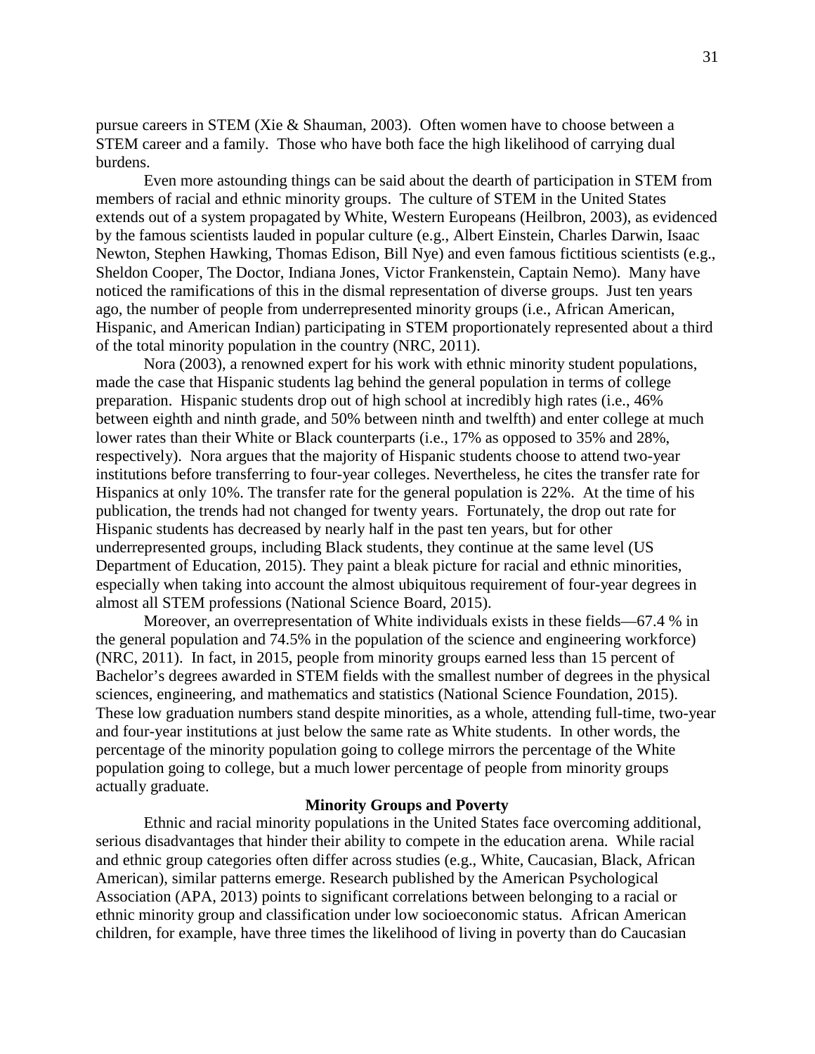pursue careers in STEM (Xie & Shauman, 2003). Often women have to choose between a STEM career and a family. Those who have both face the high likelihood of carrying dual burdens.

Even more astounding things can be said about the dearth of participation in STEM from members of racial and ethnic minority groups. The culture of STEM in the United States extends out of a system propagated by White, Western Europeans (Heilbron, 2003), as evidenced by the famous scientists lauded in popular culture (e.g., Albert Einstein, Charles Darwin, Isaac Newton, Stephen Hawking, Thomas Edison, Bill Nye) and even famous fictitious scientists (e.g., Sheldon Cooper, The Doctor, Indiana Jones, Victor Frankenstein, Captain Nemo). Many have noticed the ramifications of this in the dismal representation of diverse groups. Just ten years ago, the number of people from underrepresented minority groups (i.e., African American, Hispanic, and American Indian) participating in STEM proportionately represented about a third of the total minority population in the country (NRC, 2011).

Nora (2003), a renowned expert for his work with ethnic minority student populations, made the case that Hispanic students lag behind the general population in terms of college preparation. Hispanic students drop out of high school at incredibly high rates (i.e., 46% between eighth and ninth grade, and 50% between ninth and twelfth) and enter college at much lower rates than their White or Black counterparts (i.e., 17% as opposed to 35% and 28%, respectively). Nora argues that the majority of Hispanic students choose to attend two-year institutions before transferring to four-year colleges. Nevertheless, he cites the transfer rate for Hispanics at only 10%. The transfer rate for the general population is 22%. At the time of his publication, the trends had not changed for twenty years. Fortunately, the drop out rate for Hispanic students has decreased by nearly half in the past ten years, but for other underrepresented groups, including Black students, they continue at the same level (US Department of Education, 2015). They paint a bleak picture for racial and ethnic minorities, especially when taking into account the almost ubiquitous requirement of four-year degrees in almost all STEM professions (National Science Board, 2015).

Moreover, an overrepresentation of White individuals exists in these fields—67.4 % in the general population and 74.5% in the population of the science and engineering workforce) (NRC, 2011). In fact, in 2015, people from minority groups earned less than 15 percent of Bachelor's degrees awarded in STEM fields with the smallest number of degrees in the physical sciences, engineering, and mathematics and statistics (National Science Foundation, 2015). These low graduation numbers stand despite minorities, as a whole, attending full-time, two-year and four-year institutions at just below the same rate as White students. In other words, the percentage of the minority population going to college mirrors the percentage of the White population going to college, but a much lower percentage of people from minority groups actually graduate.

## Minority Groups and Poverty

Ethnic and racial minority populations in the United States face overcoming additional, serious disadvantages that hinder their ability to compete in the education arena. While racial and ethnic group categories often differ across studies (e.g., White, Caucasian, Black, African American), similar patterns emerge. Research published by the American Psychological Association (APA, 2013) points to significant correlations between belonging to a racial or ethnic minority group and classification under low socioeconomic status. African American children, for example, have three times the likelihood of living in poverty than do Caucasian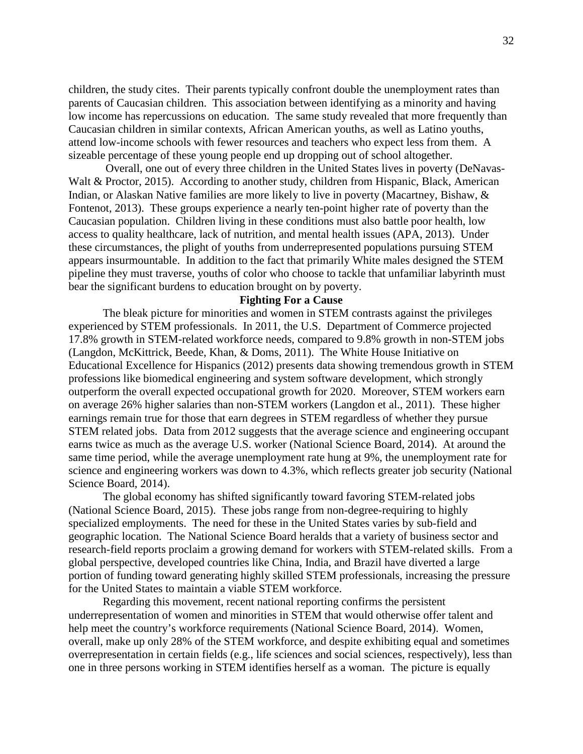children, the study cites. Their parents typically confront double the unemployment rates than parents of Caucasian children. This association between identifying as a minority and having low income has repercussions on education. The same study revealed that more frequently than Caucasian children in similar contexts, African American youths, as well as Latino youths, attend low-income schools with fewer resources and teachers who expect less from them. A sizeable percentage of these young people end up dropping out of school altogether.

Overall, one out of every three children in the United States lives in poverty (DeNavas-Walt & Proctor, 2015). According to another study, children from Hispanic, Black, American Indian, or Alaskan Native families are more likely to live in poverty (Macartney, Bishaw, & Fontenot, 2013). These groups experience a nearly ten-point higher rate of poverty than the Caucasian population. Children living in these conditions must also battle poor health, low access to quality healthcare, lack of nutrition, and mental health issues (APA, 2013). Under these circumstances, the plight of youths from underrepresented populations pursuing STEM appears insurmountable. In addition to the fact that primarily White males designed the STEM pipeline they must traverse, youths of color who choose to tackle that unfamiliar labyrinth must bear the significant burdens to education brought on by poverty.

**Fighting For a Cause**

The bleak picture for minorities and women in STEM contrasts against the privileges experienced by STEM professionals. In 2011, the U.S. Department of Commerce projected 17.8% growth in STEM-related workforce needs, compared to 9.8% growth in non-STEM jobs (Langdon, McKittrick, Beede, Khan, & Doms, 2011). The White House Initiative on Educational Excellence for Hispanics (2012) presents data showing tremendous growth in STEM professions like biomedical engineering and system software development, which strongly outperform the overall expected occupational growth for 2020. Moreover, STEM workers earn on average 26% higher salaries than non-STEM workers (Langdon et al., 2011). These higher earnings remain true for those that earn degrees in STEM regardless of whether they pursue STEM related jobs. Data from 2012 suggests that the average science and engineering occupant earns twice as much as the average U.S. worker (National Science Board, 2014). At around the same time period, while the average unemployment rate hung at 9%, the unemployment rate for science and engineering workers was down to 4.3%, which reflects greater job security (National Science Board, 2014).

The global economy has shifted significantly toward favoring STEM-related jobs (National Science Board, 2015). These jobs range from non-degree-requiring to highly specialized employments. The need for these in the United States varies by sub-field and geographic location. The National Science Board heralds that a variety of business sector and research-field reports proclaim a growing demand for workers with STEM-related skills. From a global perspective, developed countries like China, India, and Brazil have diverted a large portion of funding toward generating highly skilled STEM professionals, increasing the pressure for the United States to maintain a viable STEM workforce.

Regarding this movement, recent national reporting confirms the persistent underrepresentation of women and minorities in STEM that would otherwise offer talent and help meet the country's workforce requirements (National Science Board, 2014). Women, overall, make up only 28% of the STEM workforce, and despite exhibiting equal and sometimes overrepresentation in certain fields (e.g., life sciences and social sciences, respectively), less than one in three persons working in STEM identifies herself as a woman. The picture is equally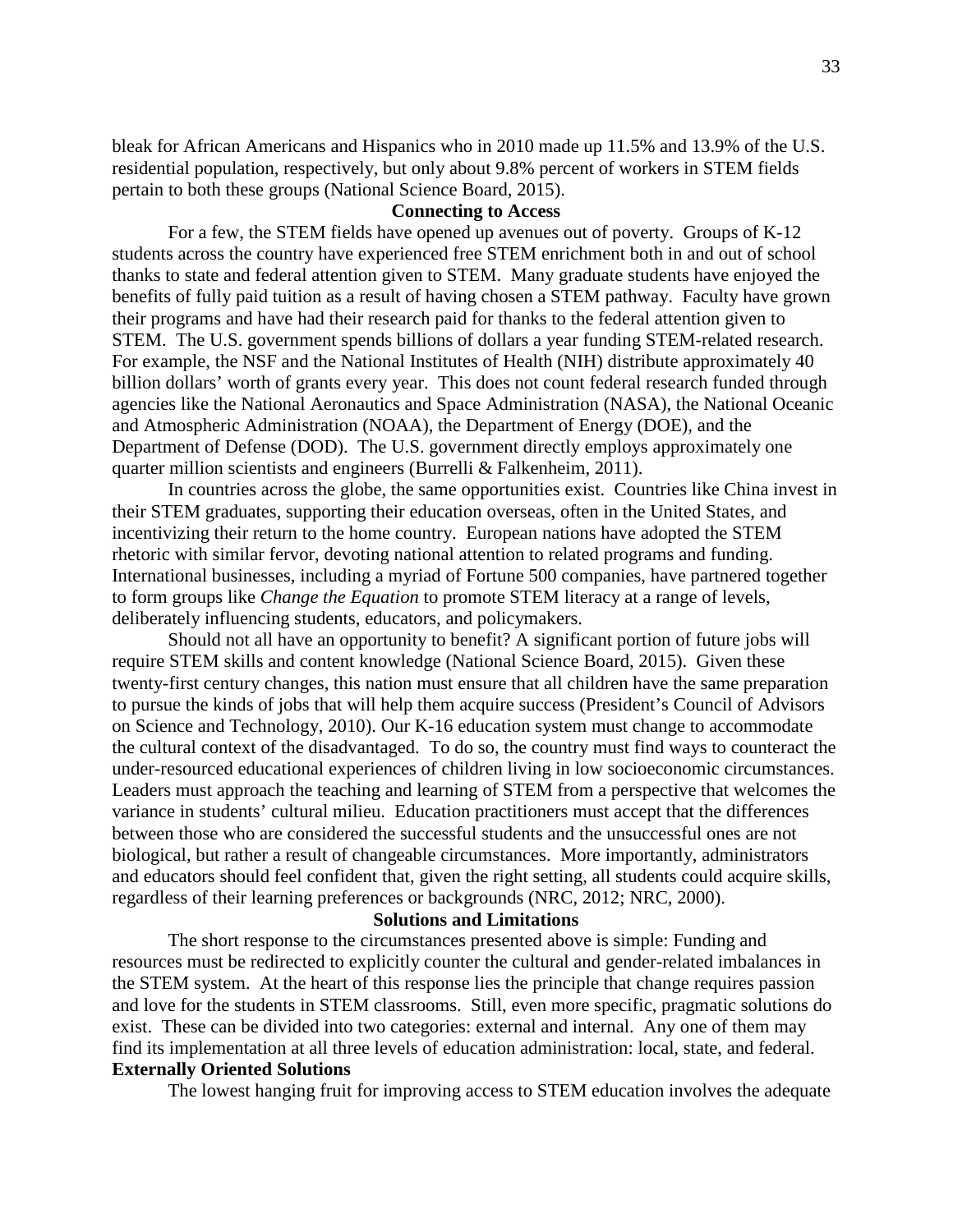bleak for African Americans and Hispanics who in 2010 made up 11.5% and 13.9% of the U.S. residential population, respectively, but only about 9.8% percent of workers in STEM fields pertain to both these groups (National Science Board, 2015).

## Connecting to Access

For a few, the STEM fields have opened up avenues out of poverty. Groups of K-12 students across the country have experienced free STEM enrichment both in and out of school thanks to state and federal attention given to STEM. Many graduate students have enjoyed the benefits of fully paid tuition as a result of having chosen a STEM pathway. Faculty have grown their programs and have had their research paid for thanks to the federal attention given to STEM. The U.S. government spends billions of dollars a year funding STEM-related research. For example, the NSF and the National Institutes of Health (NIH) distribute approximately 40 billion dollars' worth of grants every year. This does not count federal research funded through agencies like the National Aeronautics and Space Administration (NASA), the National Oceanic and Atmospheric Administration (NOAA), the Department of Energy (DOE), and the Department of Defense (DOD). The U.S. government directly employs approximately one quarter million scientists and engineers (Burrelli & Falkenheim, 2011).

In countries across the globe, the same opportunities exist. Countries like China invest in their STEM graduates, supporting their education overseas, often in the United States, and incentivizing their return to the home country. European nations have adopted the STEM rhetoric with similar fervor, devoting national attention to related programs and funding. International businesses, including a myriad of Fortune 500 companies, have partnered together to form groups like *Change the Equation* to promote STEM literacy at a range of levels, deliberately influencing students, educators, and policymakers.

Should not all have an opportunity to benefit? A significant portion of future jobs will require STEM skills and content knowledge (National Science Board, 2015). Given these twenty-first century changes, this nation must ensure that all children have the same preparation to pursue the kinds of jobs that will help them acquire success (President's Council of Advisors on Science and Technology, 2010). Our K-16 education system must change to accommodate the cultural context of the disadvantaged. To do so, the country must find ways to counteract the under-resourced educational experiences of children living in low socioeconomic circumstances. Leaders must approach the teaching and learning of STEM from a perspective that welcomes the variance in students' cultural milieu. Education practitioners must accept that the differences between those who are considered the successful students and the unsuccessful ones are not biological, but rather a result of changeable circumstances. More importantly, administrators and educators should feel confident that, given the right setting, all students could acquire skills, regardless of their learning preferences or backgrounds (NRC, 2012; NRC, 2000).

## Solutions and Limitations

The short response to the circumstances presented above is simple: Funding and resources must be redirected to explicitly counter the cultural and gender-related imbalances in the STEM system. At the heart of this response lies the principle that change requires passion and love for the students in STEM classrooms. Still, even more specific, pragmatic solutions do exist. These can be divided into two categories: external and internal. Any one of them may find its implementation at all three levels of education administration: local, state, and federal.

### Externally Oriented Solutions

The lowest hanging fruit for improving access to STEM education involves the adequate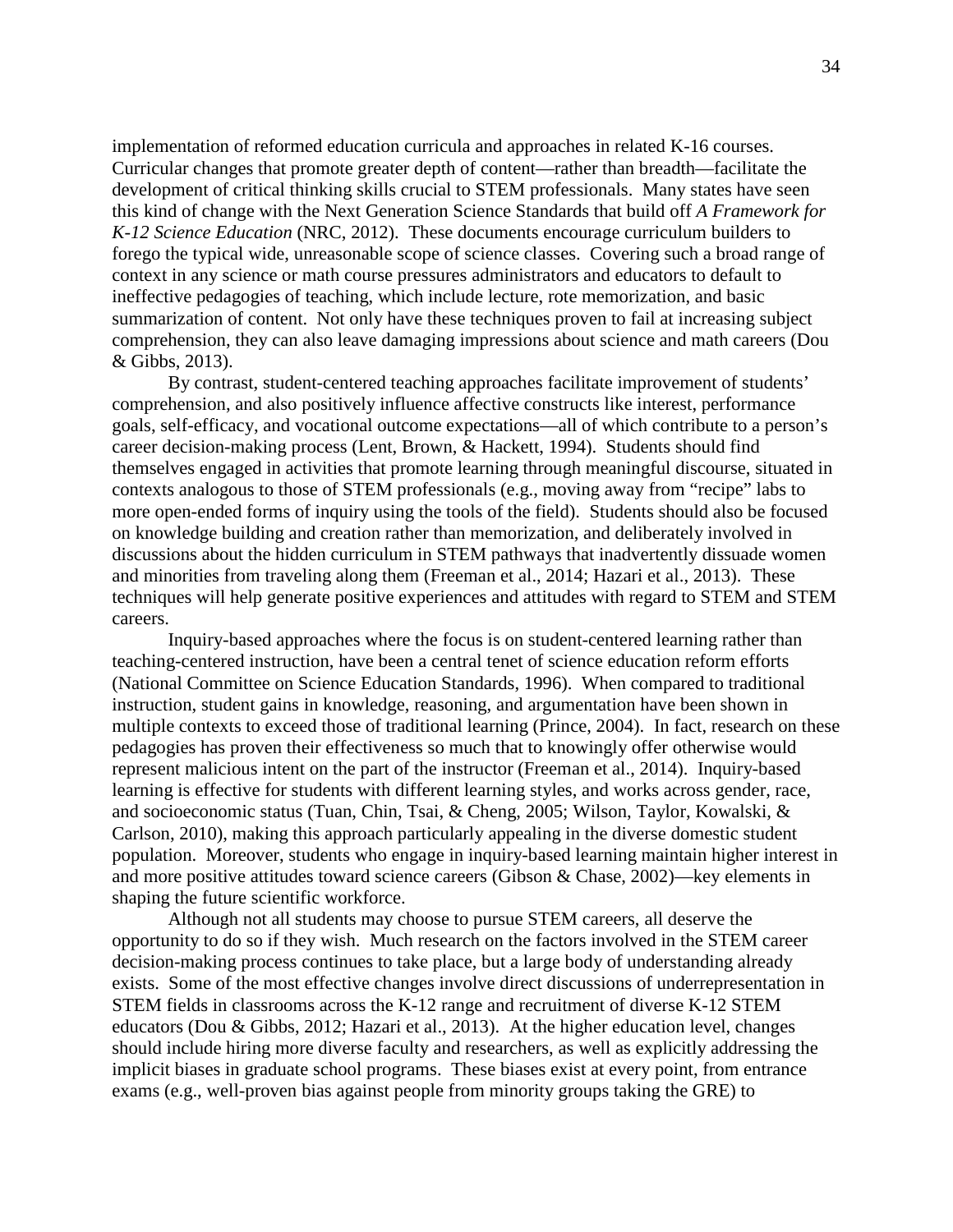implementation of reformed education curricula and approaches in related K-16 courses. Curricular changes that promote greater depth of content—rather than breadth—facilitate the development of critical thinking skills crucial to STEM professionals. Many states have seen this kind of change with the Next Generation Science Standards that build off *A Framework for K-12 Science Education* (NRC, 2012). These documents encourage curriculum builders to forego the typical wide, unreasonable scope of science classes. Covering such a broad range of context in any science or math course pressures administrators and educators to default to ineffective pedagogies of teaching, which include lecture, rote memorization, and basic summarization of content. Not only have these techniques proven to fail at increasing subject comprehension, they can also leave damaging impressions about science and math careers (Dou & Gibbs, 2013).

By contrast, student-centered teaching approaches facilitate improvement of students' comprehension, and also positively influence affective constructs like interest, performance goals, self-efficacy, and vocational outcome expectations—all of which contribute to a person's career decision-making process (Lent, Brown, & Hackett, 1994). Students should find themselves engaged in activities that promote learning through meaningful discourse, situated in contexts analogous to those of STEM professionals (e.g., moving away from "recipe" labs to more open-ended forms of inquiry using the tools of the field). Students should also be focused on knowledge building and creation rather than memorization, and deliberately involved in discussions about the hidden curriculum in STEM pathways that inadvertently dissuade women and minorities from traveling along them (Freeman et al., 2014; Hazari et al., 2013). These techniques will help generate positive experiences and attitudes with regard to STEM and STEM careers.

Inquiry-based approaches where the focus is on student-centered learning rather than teaching-centered instruction, have been a central tenet of science education reform efforts (National Committee on Science Education Standards, 1996). When compared to traditional instruction, student gains in knowledge, reasoning, and argumentation have been shown in multiple contexts to exceed those of traditional learning (Prince, 2004). In fact, research on these pedagogies has proven their effectiveness so much that to knowingly offer otherwise would represent malicious intent on the part of the instructor (Freeman et al., 2014). Inquiry-based learning is effective for students with different learning styles, and works across gender, race, and socioeconomic status (Tuan, Chin, Tsai, & Cheng, 2005; Wilson, Taylor, Kowalski, & Carlson, 2010), making this approach particularly appealing in the diverse domestic student population. Moreover, students who engage in inquiry-based learning maintain higher interest in and more positive attitudes toward science careers (Gibson & Chase, 2002)—key elements in shaping the future scientific workforce.

Although not all students may choose to pursue STEM careers, all deserve the opportunity to do so if they wish. Much research on the factors involved in the STEM career decision-making process continues to take place, but a large body of understanding already exists. Some of the most effective changes involve direct discussions of underrepresentation in STEM fields in classrooms across the K-12 range and recruitment of diverse K-12 STEM educators (Dou & Gibbs, 2012; Hazari et al., 2013). At the higher education level, changes should include hiring more diverse faculty and researchers, as well as explicitly addressing the implicit biases in graduate school programs. These biases exist at every point, from entrance exams (e.g., well-proven bias against people from minority groups taking the GRE) to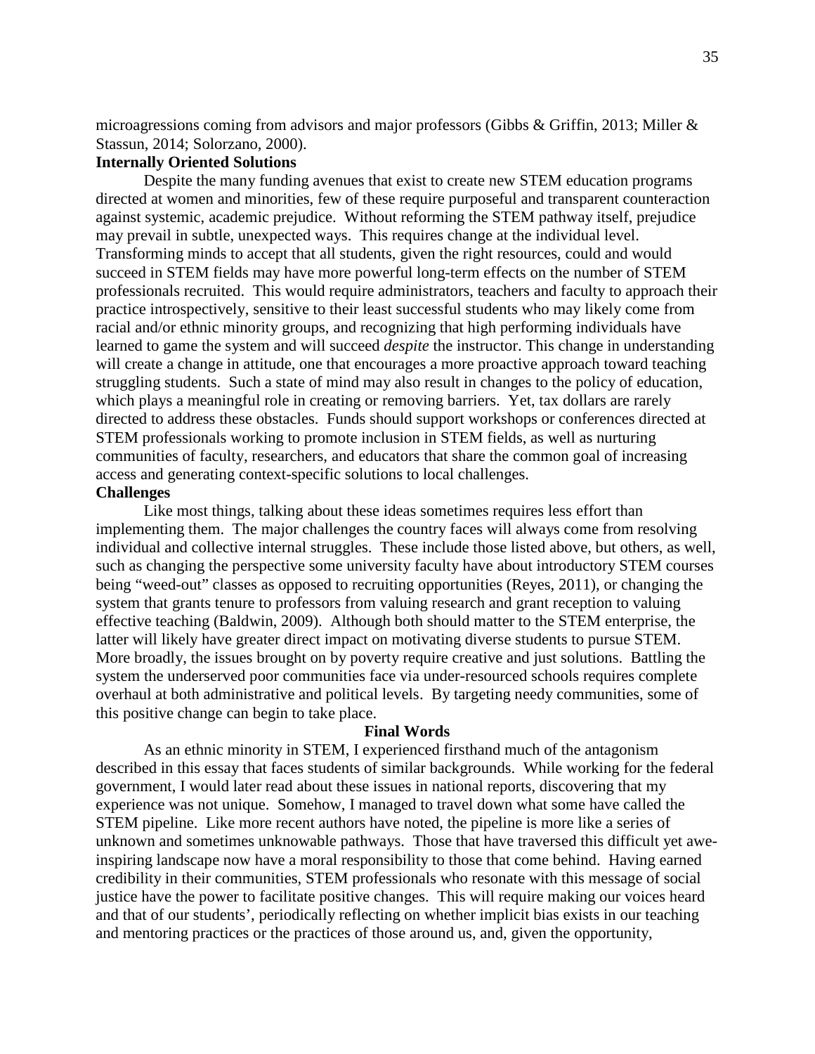microagressions coming from advisors and major professors (Gibbs & Griffin, 2013; Miller & Stassun, 2014; Solorzano, 2000).

### Internally Oriented Solutions

Despite the many funding avenues that exist to create new STEM education programs directed at women and minorities, few of these require purposeful and transparent counteraction against systemic, academic prejudice. Without reforming the STEM pathway itself, prejudice may prevail in subtle, unexpected ways. This requires change at the individual level. Transforming minds to accept that all students, given the right resources, could and would succeed in STEM fields may have more powerful long-term effects on the number of STEM professionals recruited. This would require administrators, teachers and faculty to approach their practice introspectively, sensitive to their least successful students who may likely come from racial and/or ethnic minority groups, and recognizing that high performing individuals have learned to game the system and will succeed *despite* the instructor. This change in understanding will create a change in attitude, one that encourages a more proactive approach toward teaching struggling students. Such a state of mind may also result in changes to the policy of education, which plays a meaningful role in creating or removing barriers. Yet, tax dollars are rarely directed to address these obstacles. Funds should support workshops or conferences directed at STEM professionals working to promote inclusion in STEM fields, as well as nurturing communities of faculty, researchers, and educators that share the common goal of increasing access and generating context-specific solutions to local challenges.

### Challenges

Like most things, talking about these ideas sometimes requires less effort than implementing them. The major challenges the country faces will always come from resolving individual and collective internal struggles. These include those listed above, but others, as well, such as changing the perspective some university faculty have about introductory STEM courses being "weed-out" classes as opposed to recruiting opportunities (Reyes, 2011), or changing the system that grants tenure to professors from valuing research and grant reception to valuing effective teaching (Baldwin, 2009). Although both should matter to the STEM enterprise, the latter will likely have greater direct impact on motivating diverse students to pursue STEM. More broadly, the issues brought on by poverty require creative and just solutions. Battling the system the underserved poor communities face via under-resourced schools requires complete overhaul at both administrative and political levels. By targeting needy communities, some of this positive change can begin to take place.

## Final Words

As an ethnic minority in STEM, I experienced firsthand much of the antagonism described in this essay that faces students of similar backgrounds. While working for the federal government, I would later read about these issues in national reports, discovering that my experience was not unique. Somehow, I managed to travel down what some have called the STEM pipeline. Like more recent authors have noted, the pipeline is more like a series of unknown and sometimes unknowable pathways. Those that have traversed this difficult yet awe-inspiring landscape now have a moral responsibility to those that come behind. Having earned credibility in their communities, STEM professionals who resonate with this message of social justice have the power to facilitate positive changes. This will require making our voices heard and that of our students', periodically reflecting on whether implicit bias exists in our teaching and mentoring practices or the practices of those around us, and, given the opportunity,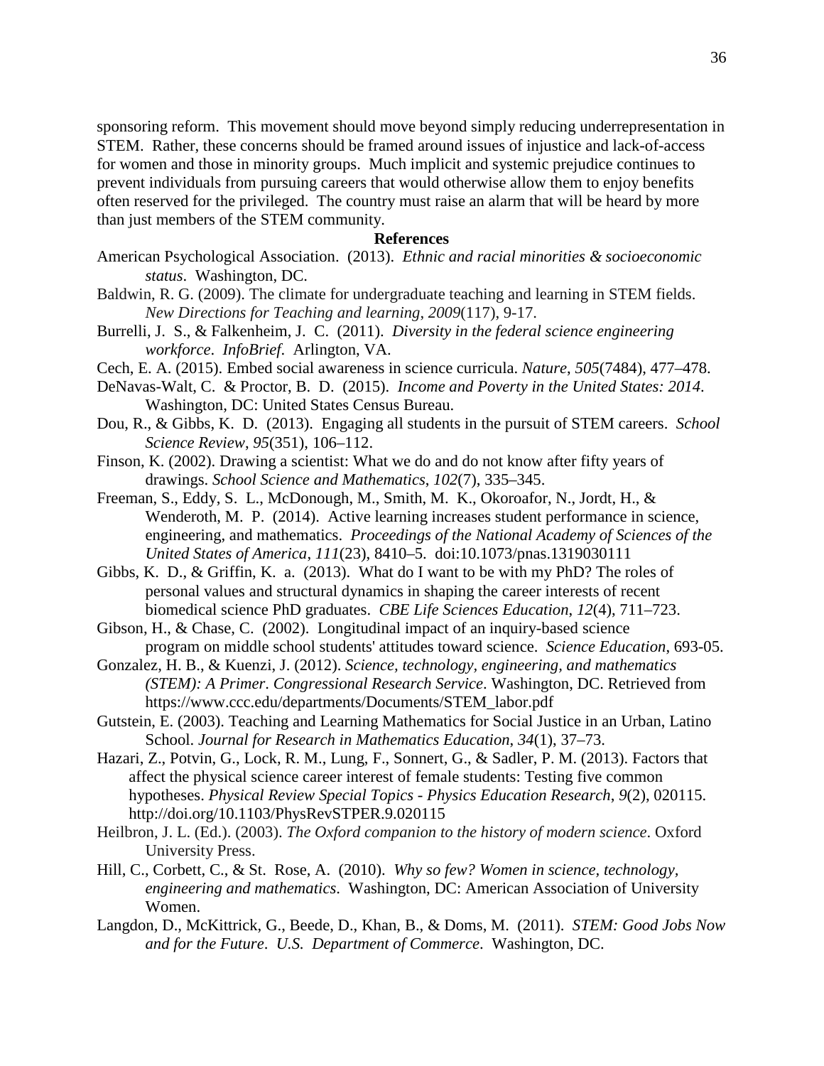sponsoring reform. This movement should move beyond simply reducing underrepresentation in STEM. Rather, these concerns should be framed around issues of injustice and lack-of-access for women and those in minority groups. Much implicit and systemic prejudice continues to prevent individuals from pursuing careers that would otherwise allow them to enjoy benefits often reserved for the privileged. The country must raise an alarm that will be heard by more than just members of the STEM community.

## References

American Psychological Association. (2013). *Ethnic and racial minorities & socioeconomic status*. Washington, DC.

Baldwin, R. G. (2009). The climate for undergraduate teaching and learning in STEM fields. *New Directions for Teaching and learning*, *2009*(117), 9-17.

Burrelli, J. S., & Falkenheim, J. C. (2011). *Diversity in the federal science engineering workforce*. *InfoBrief*. Arlington, VA.

Cech, E. A. (2015). Embed social awareness in science curricula. *Nature*, *505*(7484), 477–478.

DeNavas-Walt, C. & Proctor, B. D. (2015). *Income and Poverty in the United States: 2014*. Washington, DC: United States Census Bureau.

Dou, R., & Gibbs, K. D. (2013). Engaging all students in the pursuit of STEM careers. *School Science Review*, *95*(351), 106–112.

Finson, K. (2002). Drawing a scientist: What we do and do not know after fifty years of drawings. *School Science and Mathematics*, *102*(7), 335–345.

Freeman, S., Eddy, S. L., McDonough, M., Smith, M. K., Okoroafor, N., Jordt, H., & Wenderoth, M. P. (2014). Active learning increases student performance in science, engineering, and mathematics. *Proceedings of the National Academy of Sciences of the United States of America*, *111*(23), 8410–5. doi:10.1073/pnas.1319030111

Gibbs, K. D., & Griffin, K. a. (2013). What do I want to be with my PhD? The roles of personal values and structural dynamics in shaping the career interests of recent biomedical science PhD graduates. *CBE Life Sciences Education*, *12*(4), 711–723.

Gibson, H., & Chase, C. (2002). Longitudinal impact of an inquiry-based science program on middle school students' attitudes toward science. *Science Education*, 693-05.

Gonzalez, H. B., & Kuenzi, J. (2012). *Science, technology, engineering, and mathematics (STEM): A Primer*. *Congressional Research Service*. Washington, DC. Retrieved from https://www.ccc.edu/departments/Documents/STEM_labor.pdf

Gutstein, E. (2003). Teaching and Learning Mathematics for Social Justice in an Urban, Latino School. *Journal for Research in Mathematics Education*, *34*(1), 37–73.

Hazari, Z., Potvin, G., Lock, R. M., Lung, F., Sonnert, G., & Sadler, P. M. (2013). Factors that affect the physical science career interest of female students: Testing five common hypotheses. *Physical Review Special Topics - Physics Education Research*, *9*(2), 020115. http://doi.org/10.1103/PhysRevSTPER.9.020115

Heilbron, J. L. (Ed.). (2003). *The Oxford companion to the history of modern science*. Oxford University Press.

Hill, C., Corbett, C., & St. Rose, A. (2010). *Why so few? Women in science, technology, engineering and mathematics*. Washington, DC: American Association of University Women.

Langdon, D., McKittrick, G., Beede, D., Khan, B., & Doms, M. (2011). *STEM: Good Jobs Now and for the Future*. *U.S. Department of Commerce*. Washington, DC.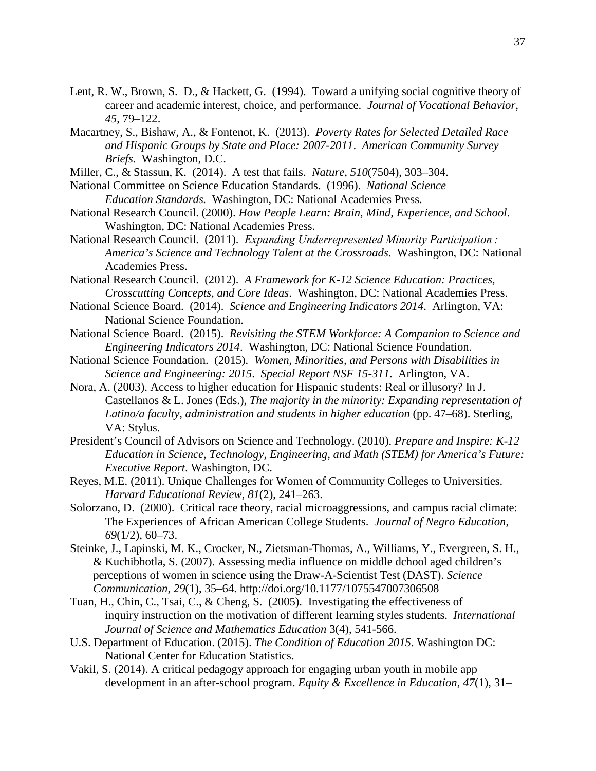Lent, R. W., Brown, S. D., & Hackett, G. (1994). Toward a unifying social cognitive theory of career and academic interest, choice, and performance. *Journal of Vocational Behavior*, *45*, 79–122.

Macartney, S., Bishaw, A., & Fontenot, K. (2013). *Poverty Rates for Selected Detailed Race and Hispanic Groups by State and Place: 2007-2011*. *American Community Survey Briefs*. Washington, D.C.

Miller, C., & Stassun, K. (2014). A test that fails. *Nature*, *510*(7504), 303–304.

National Committee on Science Education Standards. (1996). *National Science Education Standards.* Washington, DC: National Academies Press.

National Research Council. (2000). *How People Learn: Brain, Mind, Experience, and School*. Washington, DC: National Academies Press.

National Research Council. (2011). *Expanding Underrepresented Minority Participation : America's Science and Technology Talent at the Crossroads*. Washington, DC: National Academies Press.

National Research Council. (2012). *A Framework for K-12 Science Education: Practices, Crosscutting Concepts, and Core Ideas*. Washington, DC: National Academies Press.

National Science Board. (2014). *Science and Engineering Indicators 2014*. Arlington, VA: National Science Foundation.

National Science Board. (2015). *Revisiting the STEM Workforce: A Companion to Science and Engineering Indicators 2014*. Washington, DC: National Science Foundation.

National Science Foundation. (2015). *Women, Minorities, and Persons with Disabilities in Science and Engineering: 2015*. *Special Report NSF 15-311*. Arlington, VA.

Nora, A. (2003). Access to higher education for Hispanic students: Real or illusory? In J. Castellanos & L. Jones (Eds.), *The majority in the minority: Expanding representation of Latino/a faculty, administration and students in higher education* (pp. 47–68). Sterling, VA: Stylus.

President's Council of Advisors on Science and Technology. (2010). *Prepare and Inspire: K-12 Education in Science, Technology, Engineering, and Math (STEM) for America's Future: Executive Report*. Washington, DC.

Reyes, M.E. (2011). Unique Challenges for Women of Community Colleges to Universities. *Harvard Educational Review*, *81*(2), 241–263.

Solorzano, D. (2000). Critical race theory, racial microaggressions, and campus racial climate: The Experiences of African American College Students. *Journal of Negro Education*, *69*(1/2), 60–73.

Steinke, J., Lapinski, M. K., Crocker, N., Zietsman-Thomas, A., Williams, Y., Evergreen, S. H., & Kuchibhotla, S. (2007). Assessing media influence on middle dchool aged children's perceptions of women in science using the Draw-A-Scientist Test (DAST). *Science Communication*, *29*(1), 35–64. http://doi.org/10.1177/1075547007306508

Tuan, H., Chin, C., Tsai, C., & Cheng, S. (2005). Investigating the effectiveness of inquiry instruction on the motivation of different learning styles students. *International Journal of Science and Mathematics Education* 3(4), 541-566.

U.S. Department of Education. (2015). *The Condition of Education 2015*. Washington DC: National Center for Education Statistics.

Vakil, S. (2014). A critical pedagogy approach for engaging urban youth in mobile app development in an after-school program. *Equity & Excellence in Education*, *47*(1), 31–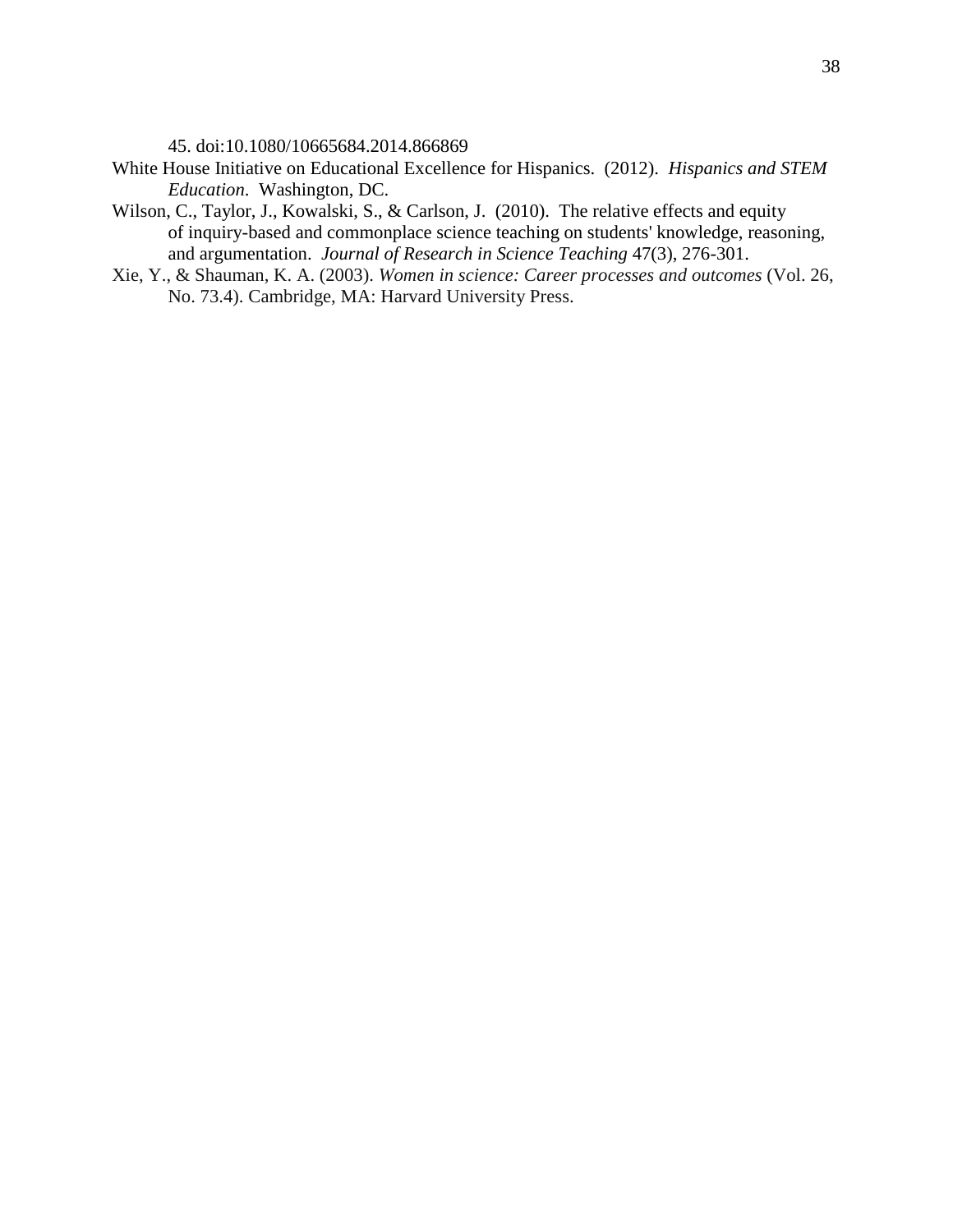45. doi:10.1080/10665684.2014.866869

White House Initiative on Educational Excellence for Hispanics. (2012). *Hispanics and STEM Education*. Washington, DC.

Wilson, C., Taylor, J., Kowalski, S., & Carlson, J. (2010). The relative effects and equity of inquiry-based and commonplace science teaching on students' knowledge, reasoning, and argumentation. *Journal of Research in Science Teaching* 47(3), 276-301.

Xie, Y., & Shauman, K. A. (2003). *Women in science: Career processes and outcomes* (Vol. 26, No. 73.4). Cambridge, MA: Harvard University Press.